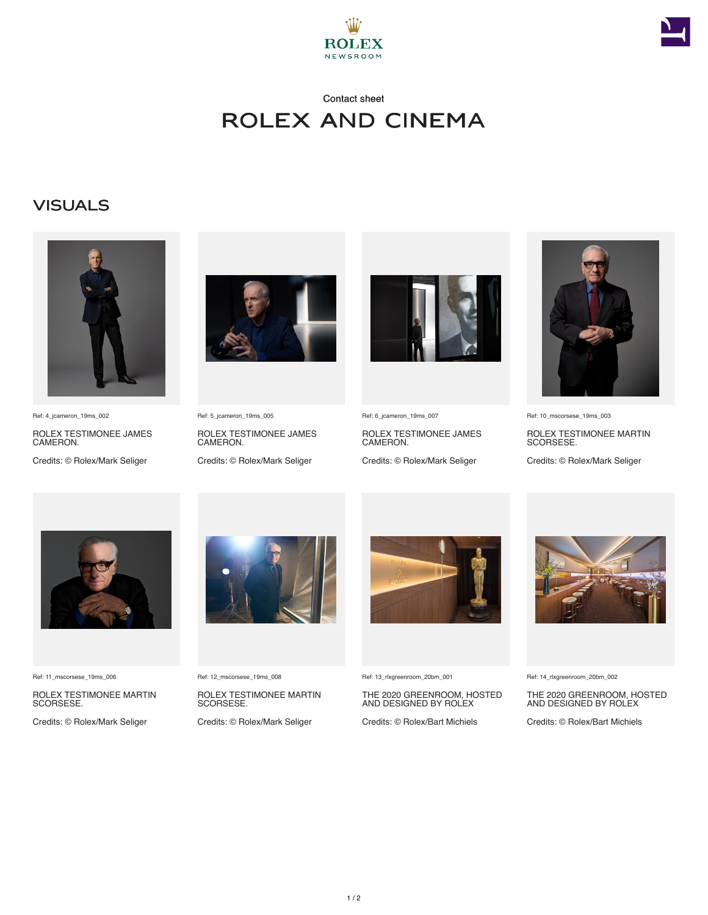ROLEX
NEWSROOM

Contact sheet

# ROLEX AND CINEMA

## VISUALS

Ref: 4_jcameron_19ms_002

ROLEX TESTIMONEE JAMES CAMERON.

Credits: © Rolex/Mark Seliger

Ref: 5_jcameron_19ms_005

ROLEX TESTIMONEE JAMES CAMERON.

Credits: © Rolex/Mark Seliger

Ref: 6_jcameron_19ms_007

ROLEX TESTIMONEE JAMES CAMERON.

Credits: © Rolex/Mark Seliger

Ref: 10_mscorsese_19ms_003

ROLEX TESTIMONEE MARTIN SCORSESE.

Credits: © Rolex/Mark Seliger

Ref: 11_mscorsese_19ms_006

ROLEX TESTIMONEE MARTIN SCORSESE.

Credits: © Rolex/Mark Seliger

Ref: 12_mscorsese_19ms_008

ROLEX TESTIMONEE MARTIN SCORSESE.

Credits: © Rolex/Mark Seliger

Ref: 13_rlxgreenroom_20bm_001

THE 2020 GREENROOM, HOSTED AND DESIGNED BY ROLEX

Credits: © Rolex/Bart Michiels

Ref: 14_rlxgreenroom_20bm_002

THE 2020 GREENROOM, HOSTED AND DESIGNED BY ROLEX

Credits: © Rolex/Bart Michiels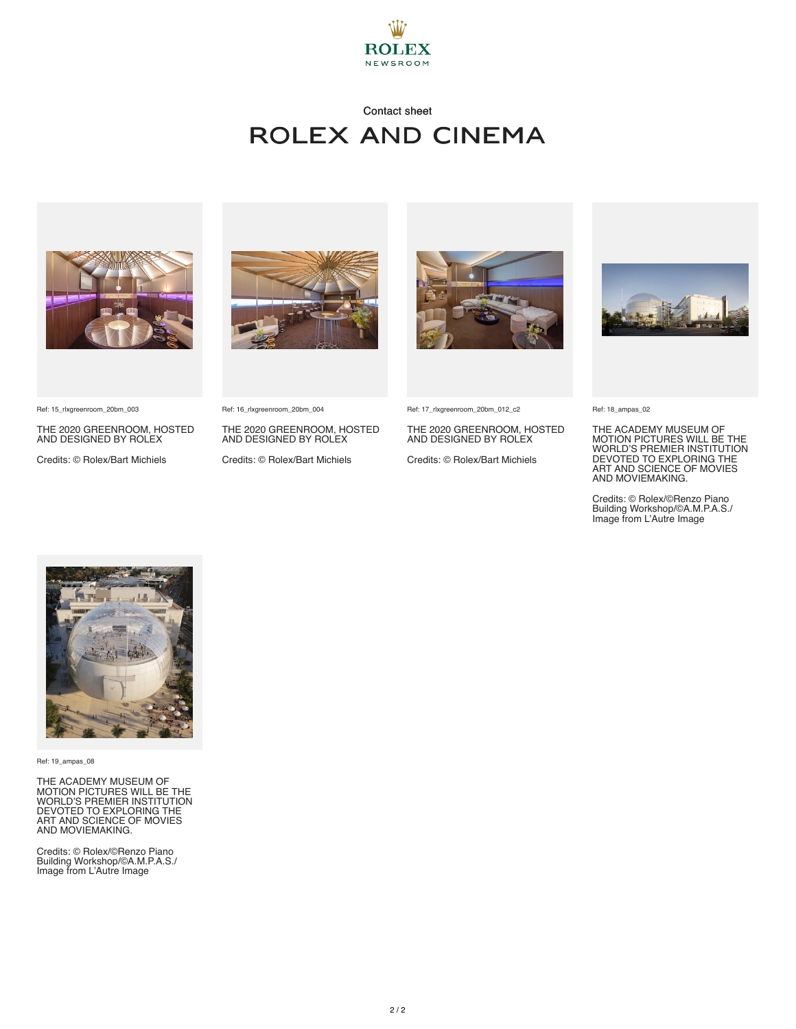ROLEX
NEWSROOM

Contact sheet

# ROLEX AND CINEMA

Ref: 15_rlxgreenroom_20bm_003

THE 2020 GREENROOM, HOSTED AND DESIGNED BY ROLEX

Credits: © Rolex/Bart Michiels

Ref: 16_rlxgreenroom_20bm_004

THE 2020 GREENROOM, HOSTED AND DESIGNED BY ROLEX

Credits: © Rolex/Bart Michiels

Ref: 17_rlxgreenroom_20bm_012_c2

THE 2020 GREENROOM, HOSTED AND DESIGNED BY ROLEX

Credits: © Rolex/Bart Michiels

Ref: 18_ampas_02

THE ACADEMY MUSEUM OF MOTION PICTURES WILL BE THE WORLD'S PREMIER INSTITUTION DEVOTED TO EXPLORING THE ART AND SCIENCE OF MOVIES AND MOVIEMAKING.

Credits: © Rolex/©Renzo Piano Building Workshop/©A.M.P.A.S./ Image from L'Autre Image

Ref: 19_ampas_08

THE ACADEMY MUSEUM OF MOTION PICTURES WILL BE THE WORLD'S PREMIER INSTITUTION DEVOTED TO EXPLORING THE ART AND SCIENCE OF MOVIES AND MOVIEMAKING.

Credits: © Rolex/©Renzo Piano Building Workshop/©A.M.P.A.S./ Image from L'Autre Image